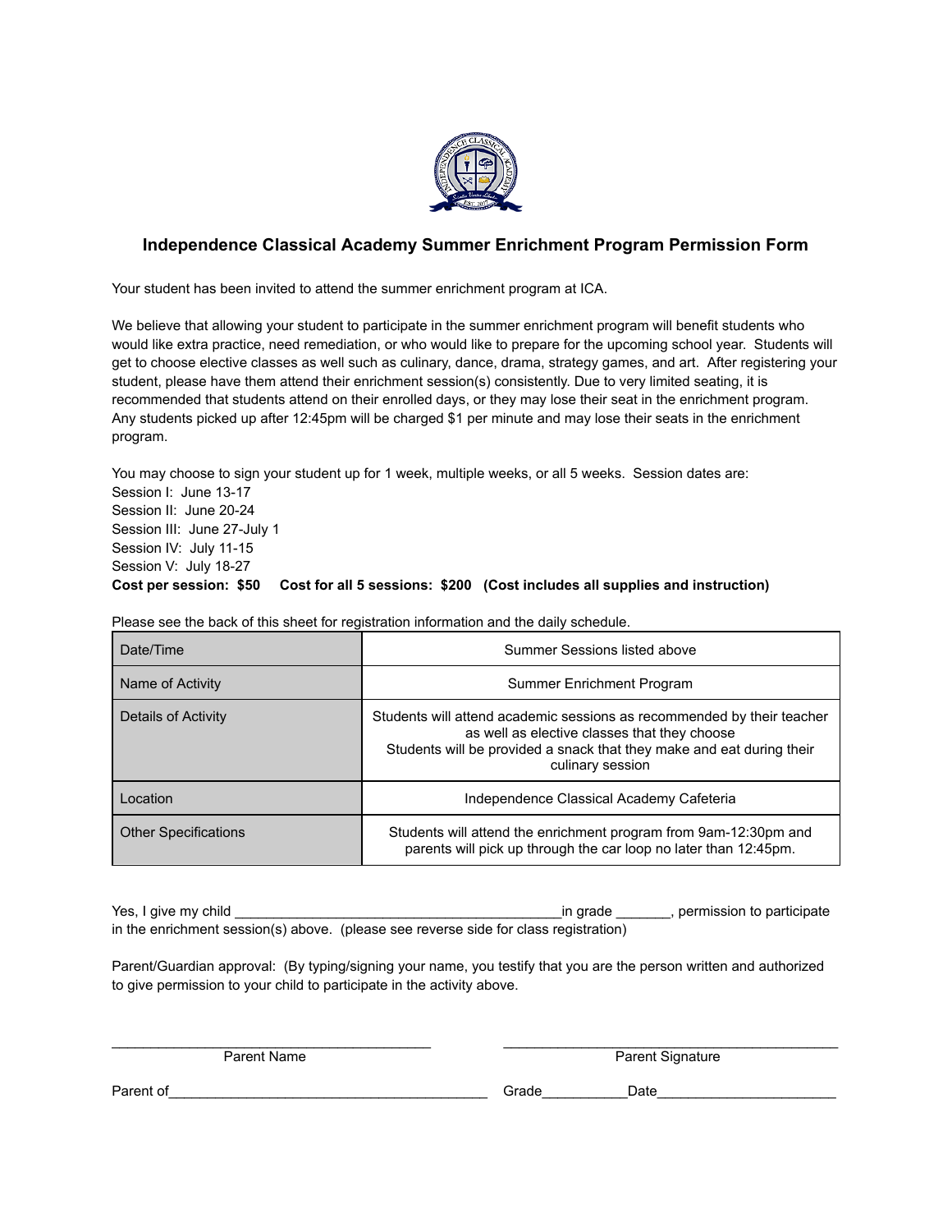# Independence Classical Academy Summer Enrichment Program Permission Form

Your student has been invited to attend the summer enrichment program at ICA.

We believe that allowing your student to participate in the summer enrichment program will benefit students who would like extra practice, need remediation, or who would like to prepare for the upcoming school year. Students will get to choose elective classes as well such as culinary, dance, drama, strategy games, and art. After registering your student, please have them attend their enrichment session(s) consistently. Due to very limited seating, it is recommended that students attend on their enrolled days, or they may lose their seat in the enrichment program. Any students picked up after 12:45pm will be charged $1 per minute and may lose their seats in the enrichment program.

You may choose to sign your student up for 1 week, multiple weeks, or all 5 weeks. Session dates are:
Session I: June 13-17
Session II: June 20-24
Session III: June 27-July 1
Session IV: July 11-15
Session V: July 18-27
**Cost per session: $50 Cost for all 5 sessions: $200 (Cost includes all supplies and instruction)**

Please see the back of this sheet for registration information and the daily schedule.

| | |
|---|---|
| Date/Time | Summer Sessions listed above |
| Name of Activity | Summer Enrichment Program |
| Details of Activity | Students will attend academic sessions as recommended by their teacher as well as elective classes that they choose<br>Students will be provided a snack that they make and eat during their culinary session |
| Location | Independence Classical Academy Cafeteria |
| Other Specifications | Students will attend the enrichment program from 9am-12:30pm and parents will pick up through the car loop no later than 12:45pm. |

Yes, I give my child ___________________________________________in grade _______, permission to participate in the enrichment session(s) above. (please see reverse side for class registration)

Parent/Guardian approval: (By typing/signing your name, you testify that you are the person written and authorized to give permission to your child to participate in the activity above.

___________________________________________ Parent Name

___________________________________________ Parent Signature

Parent of__________________________________________ Grade___________Date_______________________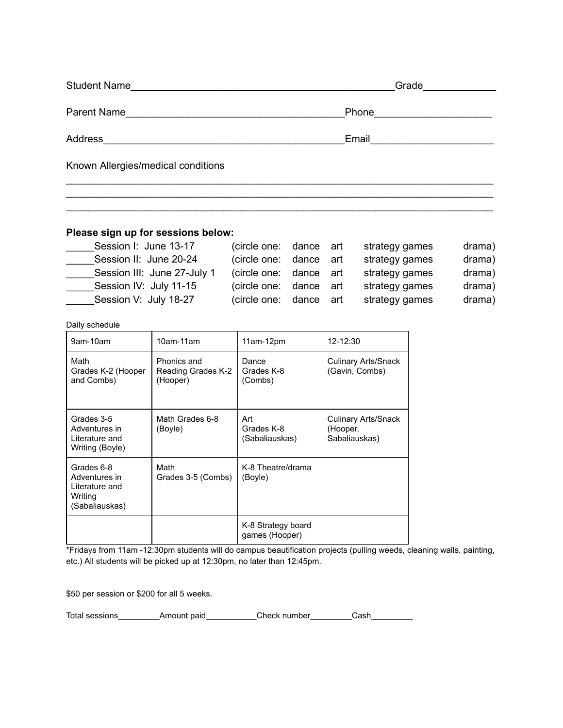Student Name_________________________________________________Grade____________

Parent Name________________________________________Phone____________________

Address____________________________________________Email_____________________

Known Allergies/medical conditions

________________________________________________________________________________
________________________________________________________________________________
________________________________________________________________________________

**Please sign up for sessions below:**

_____Session I: June 13-17 (circle one: dance art strategy games drama)
_____Session II: June 20-24 (circle one: dance art strategy games drama)
_____Session III: June 27-July 1 (circle one: dance art strategy games drama)
_____Session IV: July 11-15 (circle one: dance art strategy games drama)
_____Session V: July 18-27 (circle one: dance art strategy games drama)

Daily schedule

| 9am-10am | 10am-11am | 11am-12pm | 12-12:30 |
|---|---|---|---|
| Math Grades K-2 (Hooper and Combs) | Phonics and Reading Grades K-2 (Hooper) | Dance Grades K-8 (Combs) | Culinary Arts/Snack (Gavin, Combs) |
| Grades 3-5 Adventures in Literature and Writing (Boyle) | Math Grades 6-8 (Boyle) | Art Grades K-8 (Sabaliauskas) | Culinary Arts/Snack (Hooper, Sabaliauskas) |
| Grades 6-8 Adventures in Literature and Writing (Sabaliauskas) | Math Grades 3-5 (Combs) | K-8 Theatre/drama (Boyle) | |
| | | K-8 Strategy board games (Hooper) | |

*Fridays from 11am -12:30pm students will do campus beautification projects (pulling weeds, cleaning walls, painting, etc.) All students will be picked up at 12:30pm, no later than 12:45pm.

$50 per session or $200 for all 5 weeks.

Total sessions_________Amount paid___________Check number_________Cash_________